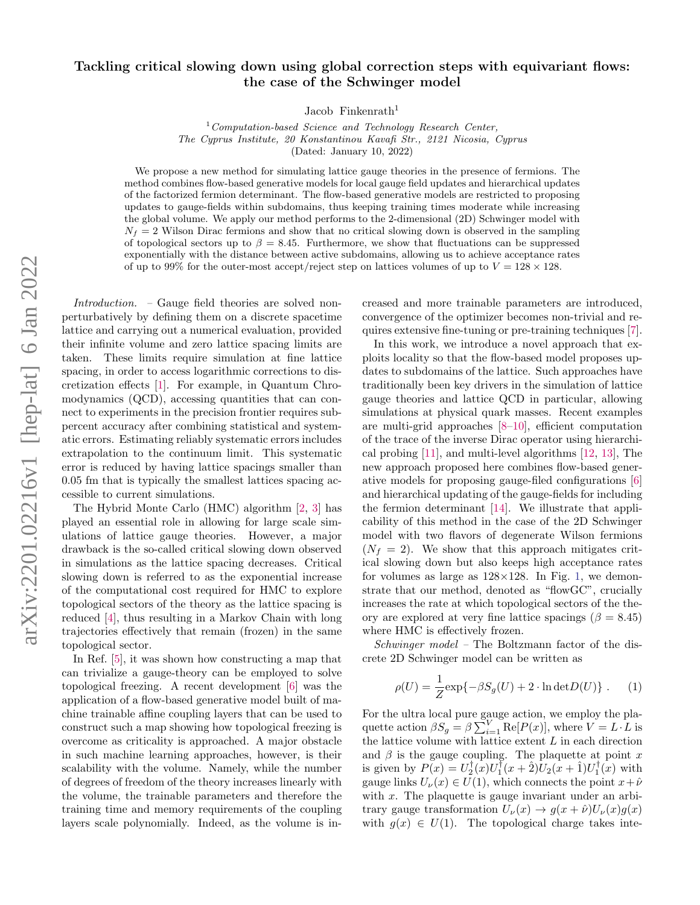# Tackling critical slowing down using global correction steps with equivariant flows: the case of the Schwinger model

Jacob Finkenrath[1]

[1] *Computation-based Science and Technology Research Center, The Cyprus Institute, 20 Konstantinou Kavafi Str., 2121 Nicosia, Cyprus*

(Dated: January 10, 2022)

We propose a new method for simulating lattice gauge theories in the presence of fermions. The method combines flow-based generative models for local gauge field updates and hierarchical updates of the factorized fermion determinant. The flow-based generative models are restricted to proposing updates to gauge-fields within subdomains, thus keeping training times moderate while increasing the global volume. We apply our method performs to the 2-dimensional (2D) Schwinger model with $N_f = 2$ Wilson Dirac fermions and show that no critical slowing down is observed in the sampling of topological sectors up to $\beta = 8.45$. Furthermore, we show that fluctuations can be suppressed exponentially with the distance between active subdomains, allowing us to achieve acceptance rates of up to 99% for the outer-most accept/reject step on lattices volumes of up to $V = 128 \times 128$.

*Introduction.* – Gauge field theories are solved non-perturbatively by defining them on a discrete spacetime lattice and carrying out a numerical evaluation, provided their infinite volume and zero lattice spacing limits are taken. These limits require simulation at fine lattice spacing, in order to access logarithmic corrections to discretization effects [1]. For example, in Quantum Chromodynamics (QCD), accessing quantities that can connect to experiments in the precision frontier requires subpercent accuracy after combining statistical and systematic errors. Estimating reliably systematic errors includes extrapolation to the continuum limit. This systematic error is reduced by having lattice spacings smaller than 0.05 fm that is typically the smallest lattices spacing accessible to current simulations.

The Hybrid Monte Carlo (HMC) algorithm [2, 3] has played an essential role in allowing for large scale simulations of lattice gauge theories. However, a major drawback is the so-called critical slowing down observed in simulations as the lattice spacing decreases. Critical slowing down is referred to as the exponential increase of the computational cost required for HMC to explore topological sectors of the theory as the lattice spacing is reduced [4], thus resulting in a Markov Chain with long trajectories effectively that remain (frozen) in the same topological sector.

In Ref. [5], it was shown how constructing a map that can trivialize a gauge-theory can be employed to solve topological freezing. A recent development [6] was the application of a flow-based generative model built of machine trainable affine coupling layers that can be used to construct such a map showing how topological freezing is overcome as criticality is approached. A major obstacle in such machine learning approaches, however, is their scalability with the volume. Namely, while the number of degrees of freedom of the theory increases linearly with the volume, the trainable parameters and therefore the training time and memory requirements of the coupling layers scale polynomially. Indeed, as the volume is increased and more trainable parameters are introduced, convergence of the optimizer becomes non-trivial and requires extensive fine-tuning or pre-training techniques [7].

In this work, we introduce a novel approach that exploits locality so that the flow-based model proposes updates to subdomains of the lattice. Such approaches have traditionally been key drivers in the simulation of lattice gauge theories and lattice QCD in particular, allowing simulations at physical quark masses. Recent examples are multi-grid approaches [8–10], efficient computation of the trace of the inverse Dirac operator using hierarchical probing [11], and multi-level algorithms [12, 13], The new approach proposed here combines flow-based generative models for proposing gauge-filed configurations [6] and hierarchical updating of the gauge-fields for including the fermion determinant [14]. We illustrate that applicability of this method in the case of the 2D Schwinger model with two flavors of degenerate Wilson fermions ($N_f = 2$). We show that this approach mitigates critical slowing down but also keeps high acceptance rates for volumes as large as 128×128. In Fig. 1, we demonstrate that our method, denoted as "flowGC", crucially increases the rate at which topological sectors of the theory are explored at very fine lattice spacings ($\beta = 8.45$) where HMC is effectively frozen.

*Schwinger model* – The Boltzmann factor of the discrete 2D Schwinger model can be written as

$$\rho(U) = \frac{1}{Z} \exp\{-\beta S_g(U) + 2 \cdot \ln \det D(U)\} \, . \qquad (1)$$

For the ultra local pure gauge action, we employ the plaquette action $\beta S_g = \beta \sum_{i=1}^{V} \mathrm{Re}[P(x)]$, where $V = L \cdot L$ is the lattice volume with lattice extent $L$ in each direction and $\beta$ is the gauge coupling. The plaquette at point $x$ is given by $P(x) = U_2^\dagger(x) U_1^\dagger(x + \hat{2}) U_2(x + \hat{1}) U_1^\dagger(x)$ with gauge links $U_\nu(x) \in U(1)$, which connects the point $x + \hat{\nu}$ with $x$. The plaquette is gauge invariant under an arbitrary gauge transformation $U_\nu(x) \to g(x + \hat{\nu}) U_\nu(x) g(x)$ with $g(x) \in U(1)$. The topological charge takes inte-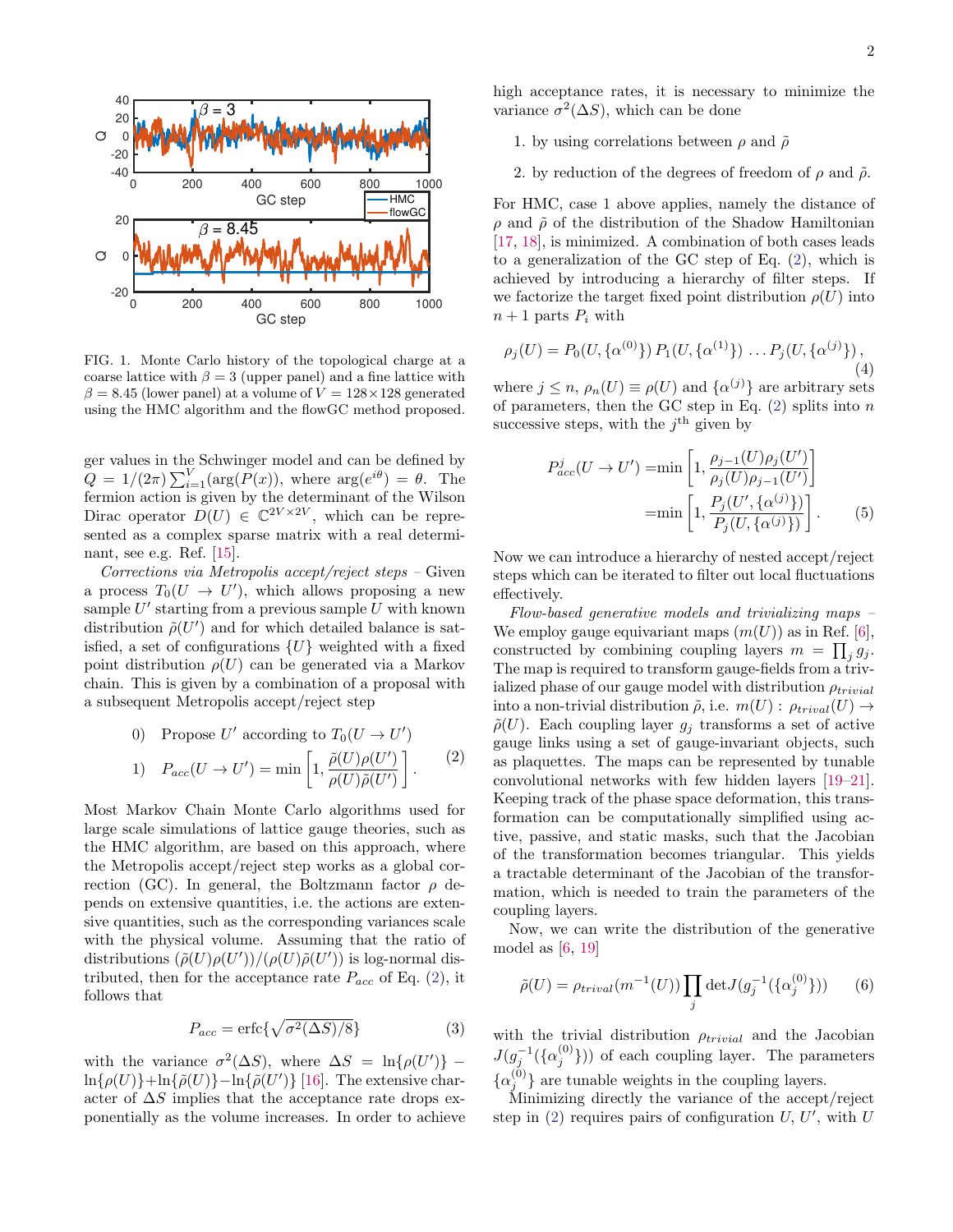FIG. 1. Monte Carlo history of the topological charge at a coarse lattice with $\beta = 3$ (upper panel) and a fine lattice with $\beta = 8.45$ (lower panel) at a volume of $V = 128 \times 128$ generated using the HMC algorithm and the flowGC method proposed.

ger values in the Schwinger model and can be defined by $Q = 1/(2\pi) \sum_{i=1}^{V} (\arg(P(x)),$ where $\arg(e^{i\theta}) = \theta$. The fermion action is given by the determinant of the Wilson Dirac operator $D(U) \in \mathbb{C}^{2V \times 2V}$, which can be represented as a complex sparse matrix with a real determinant, see e.g. Ref. [15].

*Corrections via Metropolis accept/reject steps* – Given a process $T_0(U \to U')$, which allows proposing a new sample $U'$ starting from a previous sample $U$ with known distribution $\tilde{\rho}(U')$ and for which detailed balance is satisfied, a set of configurations $\{U\}$ weighted with a fixed point distribution $\rho(U)$ can be generated via a Markov chain. This is given by a combination of a proposal with a subsequent Metropolis accept/reject step

$$
\begin{aligned}
&0) \quad \text{Propose } U' \text{ according to } T_0(U \to U') \\
&1) \quad P_{acc}(U \to U') = \min\left[1, \frac{\tilde{\rho}(U)\rho(U')}{\rho(U)\tilde{\rho}(U')}\right].
\end{aligned} \tag{2}
$$

Most Markov Chain Monte Carlo algorithms used for large scale simulations of lattice gauge theories, such as the HMC algorithm, are based on this approach, where the Metropolis accept/reject step works as a global correction (GC). In general, the Boltzmann factor $\rho$ depends on extensive quantities, i.e. the actions are extensive quantities, such as the corresponding variances scale with the physical volume. Assuming that the ratio of distributions $(\tilde{\rho}(U)\rho(U'))/(\rho(U)\tilde{\rho}(U'))$ is log-normal distributed, then for the acceptance rate $P_{acc}$ of Eq. (2), it follows that

$$
P_{acc} = \text{erfc}\{\sqrt{\sigma^2(\Delta S)/8}\} \tag{3}
$$

with the variance $\sigma^2(\Delta S)$, where $\Delta S = \ln\{\rho(U')\} - \ln\{\rho(U)\} + \ln\{\tilde{\rho}(U)\} - \ln\{\tilde{\rho}(U')\}$ [16]. The extensive character of $\Delta S$ implies that the acceptance rate drops exponentially as the volume increases. In order to achieve high acceptance rates, it is necessary to minimize the variance $\sigma^2(\Delta S)$, which can be done

1. by using correlations between $\rho$ and $\tilde{\rho}$
2. by reduction of the degrees of freedom of $\rho$ and $\tilde{\rho}$.

For HMC, case 1 above applies, namely the distance of $\rho$ and $\tilde{\rho}$ of the distribution of the Shadow Hamiltonian [17, 18], is minimized. A combination of both cases leads to a generalization of the GC step of Eq. (2), which is achieved by introducing a hierarchy of filter steps. If we factorize the target fixed point distribution $\rho(U)$ into $n+1$ parts $P_i$ with

$$
\rho_j(U) = P_0(U, \{\alpha^{(0)}\})\, P_1(U, \{\alpha^{(1)}\}) \ldots P_j(U, \{\alpha^{(j)}\}), \tag{4}
$$

where $j \leq n$, $\rho_n(U) \equiv \rho(U)$ and $\{\alpha^{(j)}\}$ are arbitrary sets of parameters, then the GC step in Eq. (2) splits into $n$ successive steps, with the $j^{\text{th}}$ given by

$$
\begin{aligned}
P^j_{acc}(U \to U') &= \min\left[1, \frac{\rho_{j-1}(U)\rho_j(U')}{\rho_j(U)\rho_{j-1}(U')}\right] \\
&= \min\left[1, \frac{P_j(U', \{\alpha^{(j)}\})}{P_j(U, \{\alpha^{(j)}\})}\right].
\end{aligned} \tag{5}
$$

Now we can introduce a hierarchy of nested accept/reject steps which can be iterated to filter out local fluctuations effectively.

*Flow-based generative models and trivializing maps* – We employ gauge equivariant maps $(m(U))$ as in Ref. [6], constructed by combining coupling layers $m = \prod_j g_j$. The map is required to transform gauge-fields from a trivialized phase of our gauge model with distribution $\rho_{trivial}$ into a non-trivial distribution $\tilde{\rho}$, i.e. $m(U) : \rho_{trivial}(U) \to \tilde{\rho}(U)$. Each coupling layer $g_j$ transforms a set of active gauge links using a set of gauge-invariant objects, such as plaquettes. The maps can be represented by tunable convolutional networks with few hidden layers [19–21]. Keeping track of the phase space deformation, this transformation can be computationally simplified using active, passive, and static masks, such that the Jacobian of the transformation becomes triangular. This yields a tractable determinant of the Jacobian of the transformation, which is needed to train the parameters of the coupling layers.

Now, we can write the distribution of the generative model as [6, 19]

$$
\tilde{\rho}(U) = \rho_{trival}(m^{-1}(U)) \prod_j \det J(g_j^{-1}(\{\alpha_j^{(0)}\})) \tag{6}
$$

with the trivial distribution $\rho_{trivial}$ and the Jacobian $J(g_j^{-1}(\{\alpha_j^{(0)}\}))$ of each coupling layer. The parameters $\{\alpha_j^{(0)}\}$ are tunable weights in the coupling layers.

Minimizing directly the variance of the accept/reject step in (2) requires pairs of configuration $U$, $U'$, with $U$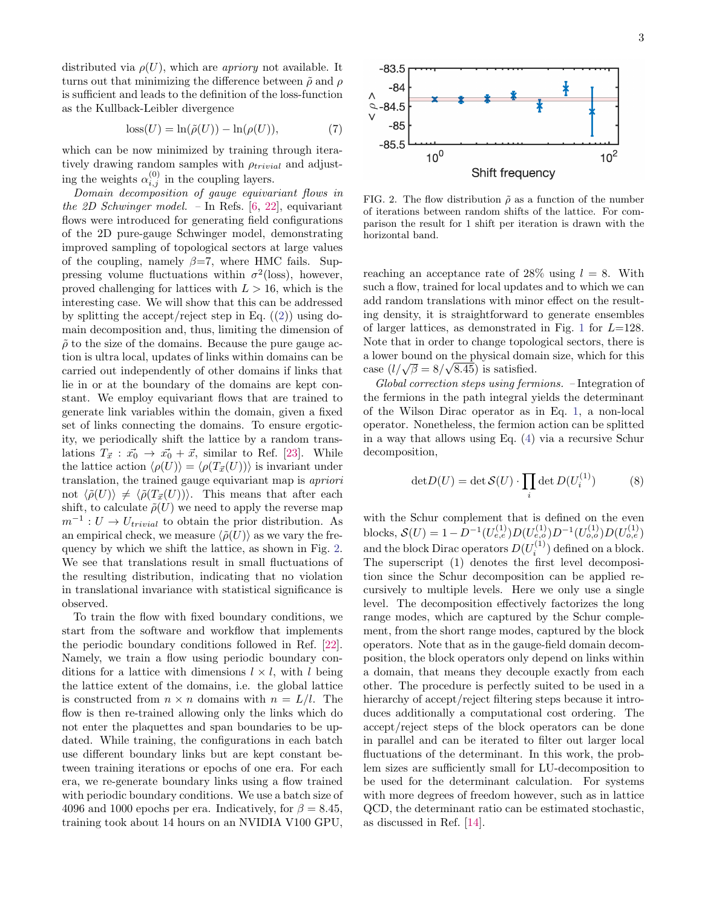distributed via $\rho(U)$, which are *apriory* not available. It turns out that minimizing the difference between $\tilde{\rho}$ and $\rho$ is sufficient and leads to the definition of the loss-function as the Kullback-Leibler divergence

$$\mathrm{loss}(U) = \ln(\tilde{\rho}(U)) - \ln(\rho(U)), \tag{7}$$

which can be now minimized by training through iteratively drawing random samples with $\rho_{trivial}$ and adjusting the weights $\alpha_{i,j}^{(0)}$ in the coupling layers.

*Domain decomposition of gauge equivariant flows in the 2D Schwinger model.* – In Refs. [6, 22], equivariant flows were introduced for generating field configurations of the 2D pure-gauge Schwinger model, demonstrating improved sampling of topological sectors at large values of the coupling, namely $\beta$=7, where HMC fails. Suppressing volume fluctuations within $\sigma^2(\mathrm{loss})$, however, proved challenging for lattices with $L > 16$, which is the interesting case. We will show that this can be addressed by splitting the accept/reject step in Eq. ((2)) using domain decomposition and, thus, limiting the dimension of $\tilde{\rho}$ to the size of the domains. Because the pure gauge action is ultra local, updates of links within domains can be carried out independently of other domains if links that lie in or at the boundary of the domains are kept constant. We employ equivariant flows that are trained to generate link variables within the domain, given a fixed set of links connecting the domains. To ensure ergodicity, we periodically shift the lattice by a random translations $T_{\vec{x}} : \vec{x_0} \to \vec{x_0} + \vec{x}$, similar to Ref. [23]. While the lattice action $\langle \rho(U) \rangle = \langle \rho(T_{\vec{x}}(U)) \rangle$ is invariant under translation, the trained gauge equivariant map is *apriori* not $\langle \tilde{\rho}(U) \rangle \neq \langle \tilde{\rho}(T_{\vec{x}}(U)) \rangle$. This means that after each shift, to calculate $\tilde{\rho}(U)$ we need to apply the reverse map $m^{-1} : U \to U_{trivial}$ to obtain the prior distribution. As an empirical check, we measure $\langle \tilde{\rho}(U) \rangle$ as we vary the frequency by which we shift the lattice, as shown in Fig. 2. We see that translations result in small fluctuations of the resulting distribution, indicating that no violation in translational invariance with statistical significance is observed.

To train the flow with fixed boundary conditions, we start from the software and workflow that implements the periodic boundary conditions followed in Ref. [22]. Namely, we train a flow using periodic boundary conditions for a lattice with dimensions $l \times l$, with $l$ being the lattice extent of the domains, i.e. the global lattice is constructed from $n \times n$ domains with $n = L/l$. The flow is then re-trained allowing only the links which do not enter the plaquettes and span boundaries to be updated. While training, the configurations in each batch use different boundary links but are kept constant between training iterations or epochs of one era. For each era, we re-generate boundary links using a flow trained with periodic boundary conditions. We use a batch size of 4096 and 1000 epochs per era. Indicatively, for $\beta = 8.45$, training took about 14 hours on an NVIDIA V100 GPU,

FIG. 2. The flow distribution $\tilde{\rho}$ as a function of the number of iterations between random shifts of the lattice. For comparison the result for 1 shift per iteration is drawn with the horizontal band.

reaching an acceptance rate of 28% using $l = 8$. With such a flow, trained for local updates and to which we can add random translations with minor effect on the resulting density, it is straightforward to generate ensembles of larger lattices, as demonstrated in Fig. 1 for $L$=128. Note that in order to change topological sectors, there is a lower bound on the physical domain size, which for this case $(l/\sqrt{\beta} = 8/\sqrt{8.45})$ is satisfied.

*Global correction steps using fermions.* – Integration of the fermions in the path integral yields the determinant of the Wilson Dirac operator as in Eq. 1, a non-local operator. Nonetheless, the fermion action can be splitted in a way that allows using Eq. (4) via a recursive Schur decomposition,

$$\det D(U) = \det \mathcal{S}(U) \cdot \prod_i \det D(U_i^{(1)}) \tag{8}$$

with the Schur complement that is defined on the even blocks, $\mathcal{S}(U) = 1 - D^{-1}(U_{e,e}^{(1)}) D(U_{e,o}^{(1)}) D^{-1}(U_{o,o}^{(1)}) D(U_{o,e}^{(1)})$ and the block Dirac operators $D(U_i^{(1)})$ defined on a block. The superscript (1) denotes the first level decomposition since the Schur decomposition can be applied recursively to multiple levels. Here we only use a single level. The decomposition effectively factorizes the long range modes, which are captured by the Schur complement, from the short range modes, captured by the block operators. Note that as in the gauge-field domain decomposition, the block operators only depend on links within a domain, that means they decouple exactly from each other. The procedure is perfectly suited to be used in a hierarchy of accept/reject filtering steps because it introduces additionally a computational cost ordering. The accept/reject steps of the block operators can be done in parallel and can be iterated to filter out larger local fluctuations of the determinant. In this work, the problem sizes are sufficiently small for LU-decomposition to be used for the determinant calculation. For systems with more degrees of freedom however, such as in lattice QCD, the determinant ratio can be estimated stochastic, as discussed in Ref. [14].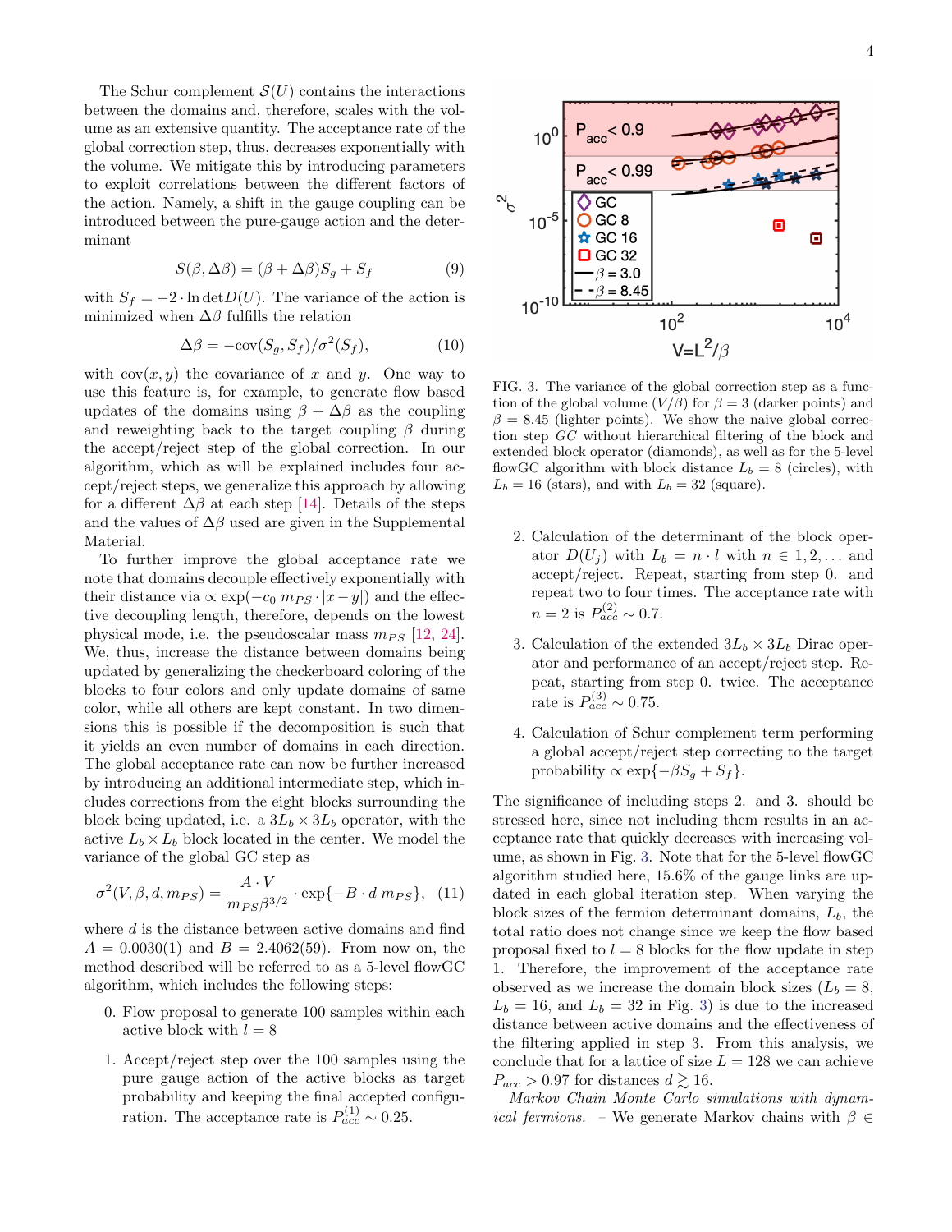The Schur complement $\mathcal{S}(U)$ contains the interactions between the domains and, therefore, scales with the volume as an extensive quantity. The acceptance rate of the global correction step, thus, decreases exponentially with the volume. We mitigate this by introducing parameters to exploit correlations between the different factors of the action. Namely, a shift in the gauge coupling can be introduced between the pure-gauge action and the determinant

$$S(\beta, \Delta\beta) = (\beta + \Delta\beta) S_g + S_f \tag{9}$$

with $S_f = -2 \cdot \ln \det D(U)$. The variance of the action is minimized when $\Delta\beta$ fulfills the relation

$$\Delta\beta = -\mathrm{cov}(S_g, S_f)/\sigma^2(S_f), \tag{10}$$

with $\mathrm{cov}(x, y)$ the covariance of $x$ and $y$. One way to use this feature is, for example, to generate flow based updates of the domains using $\beta + \Delta\beta$ as the coupling and reweighting back to the target coupling $\beta$ during the accept/reject step of the global correction. In our algorithm, which will be explained includes four accept/reject steps, we generalize this approach by allowing for a different $\Delta\beta$ at each step [14]. Details of the steps and the values of $\Delta\beta$ used are given in the Supplemental Material.

To further improve the global acceptance rate we note that domains decouple effectively exponentially with their distance via $\propto \exp(-c_0\, m_{PS} \cdot |x - y|)$ and the effective decoupling length, therefore, depends on the lowest physical mode, i.e. the pseudoscalar mass $m_{PS}$ [12, 24]. We, thus, increase the distance between domains being updated by generalizing the checkerboard coloring of the blocks to four colors and only update domains of same color, while all others are kept constant. In two dimensions this is possible if the decomposition is such that it yields an even number of domains in each direction. The global acceptance rate can now be further increased by introducing an additional intermediate step, which includes corrections from the eight blocks surrounding the block being updated, i.e. a $3L_b \times 3L_b$ operator, with the active $L_b \times L_b$ block located in the center. We model the variance of the global GC step as

$$\sigma^2(V, \beta, d, m_{PS}) = \frac{A \cdot V}{m_{PS} \beta^{3/2}} \cdot \exp\{-B \cdot d\, m_{PS}\}, \tag{11}$$

where $d$ is the distance between active domains and find $A = 0.0030(1)$ and $B = 2.4062(59)$. From now on, the method described will be referred to as a 5-level flowGC algorithm, which includes the following steps:

0. Flow proposal to generate 100 samples within each active block with $l = 8$

1. Accept/reject step over the 100 samples using the pure gauge action of the active blocks as target probability and keeping the final accepted configuration. The acceptance rate is $P_{acc}^{(1)} \sim 0.25$.

FIG. 3. The variance of the global correction step as a function of the global volume ($V/\beta$) for $\beta = 3$ (darker points) and $\beta = 8.45$ (lighter points). We show the naive global correction step *GC* without hierarchical filtering of the block and extended block operator (diamonds), as well as for the 5-level flowGC algorithm with block distance $L_b = 8$ (circles), with $L_b = 16$ (stars), and with $L_b = 32$ (square).

2. Calculation of the determinant of the block operator $D(U_j)$ with $L_b = n \cdot l$ with $n \in 1, 2, \ldots$ and accept/reject. Repeat, starting from step 0. and repeat two to four times. The acceptance rate with $n = 2$ is $P_{acc}^{(2)} \sim 0.7$.

3. Calculation of the extended $3L_b \times 3L_b$ Dirac operator and performance of an accept/reject step. Repeat, starting from step 0. twice. The acceptance rate is $P_{acc}^{(3)} \sim 0.75$.

4. Calculation of Schur complement term performing a global accept/reject step correcting to the target probability $\propto \exp\{-\beta S_g + S_f\}$.

The significance of including steps 2. and 3. should be stressed here, since not including them results in an acceptance rate that quickly decreases with increasing volume, as shown in Fig. 3. Note that for the 5-level flowGC algorithm studied here, 15.6% of the gauge links are updated in each global iteration step. When varying the block sizes of the fermion determinant domains, $L_b$, the total ratio does not change since we keep the flow based proposal fixed to $l = 8$ blocks for the flow update in step 1. Therefore, the improvement of the acceptance rate observed as we increase the domain block sizes ($L_b = 8$, $L_b = 16$, and $L_b = 32$ in Fig. 3) is due to the increased distance between active domains and the effectiveness of the filtering applied in step 3. From this analysis, we conclude that for a lattice of size $L = 128$ we can achieve $P_{acc} > 0.97$ for distances $d \gtrsim 16$.

*Markov Chain Monte Carlo simulations with dynamical fermions.* – We generate Markov chains with $\beta \in$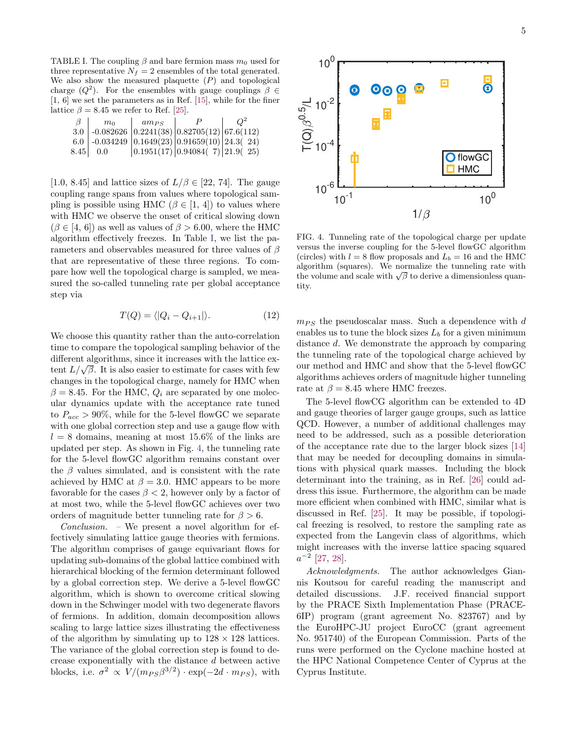TABLE I. The coupling $\beta$ and bare fermion mass $m_0$ used for three representative $N_f = 2$ ensembles of the total generated. We also show the measured plaquette ($P$) and topological charge ($Q^2$). For the ensembles with gauge couplings $\beta \in [1, 6]$ we set the parameters as in Ref. [15], while for the finer lattice $\beta = 8.45$ we refer to Ref. [25].

| $\beta$ | $m_0$ | $am_{PS}$ | $P$ | $Q^2$ |
|---|---|---|---|---|
| 3.0 | -0.082626 | 0.2241(38) | 0.82705(12) | 67.6(112) |
| 6.0 | -0.034249 | 0.1649(23) | 0.91659(10) | 24.3( 24) |
| 8.45 | 0.0 | 0.1951(17) | 0.94084( 7) | 21.9( 25) |

[1.0, 8.45] and lattice sizes of $L/\beta \in [22, 74]$. The gauge coupling range spans from values where topological sampling is possible using HMC ($\beta \in [1, 4]$) to values where with HMC we observe the onset of critical slowing down ($\beta \in [4, 6]$) as well as values of $\beta > 6.00$, where the HMC algorithm effectively freezes. In Table I, we list the parameters and observables measured for three values of $\beta$ that are representative of these three regions. To compare how well the topological charge is sampled, we measured the so-called tunneling rate per global acceptance step via

$$T(Q) = \langle |Q_i - Q_{i+1}| \rangle. \tag{12}$$

We choose this quantity rather than the auto-correlation time to compare the topological sampling behavior of the different algorithms, since it increases with the lattice extent $L/\sqrt{\beta}$. It is also easier to estimate for cases with few changes in the topological charge, namely for HMC when $\beta = 8.45$. For the HMC, $Q_i$ are separated by one molecular dynamics update with the acceptance rate tuned to $P_{acc} > 90\%$, while for the 5-level flowGC we separate with one global correction step and use a gauge flow with $l = 8$ domains, meaning at most 15.6% of the links are updated per step. As shown in Fig. 4, the tunneling rate for the 5-level flowGC algorithm remains constant over the $\beta$ values simulated, and is consistent with the rate achieved by HMC at $\beta = 3.0$. HMC appears to be more favorable for the cases $\beta < 2$, however only by a factor of at most two, while the 5-level flowGC achieves over two orders of magnitude better tunneling rate for $\beta > 6$.

*Conclusion.* – We present a novel algorithm for effectively simulating lattice gauge theories with fermions. The algorithm comprises of gauge equivariant flows for updating sub-domains of the global lattice combined with hierarchical blocking of the fermion determinant followed by a global correction step. We derive a 5-level flowGC algorithm, which is shown to overcome critical slowing down in the Schwinger model with two degenerate flavors of fermions. In addition, domain decomposition allows scaling to large lattice sizes illustrating the effectiveness of the algorithm by simulating up to $128 \times 128$ lattices. The variance of the global correction step is found to decrease exponentially with the distance $d$ between active blocks, i.e. $\sigma^2 \propto V/(m_{PS}\beta^{3/2}) \cdot \exp(-2d \cdot m_{PS})$, with $m_{PS}$ the pseudoscalar mass. Such a dependence with $d$ enables us to tune the block sizes $L_b$ for a given minimum distance $d$. We demonstrate the approach by comparing the tunneling rate of the topological charge achieved by our method and HMC and show that the 5-level flowGC algorithms achieves orders of magnitude higher tunneling rate at $\beta = 8.45$ where HMC freezes.

FIG. 4. Tunneling rate of the topological charge per update versus the inverse coupling for the 5-level flowGC algorithm (circles) with $l = 8$ flow proposals and $L_b = 16$ and the HMC algorithm (squares). We normalize the tunneling rate with the volume and scale with $\sqrt{\beta}$ to derive a dimensionless quantity.

The 5-level flowCG algorithm can be extended to 4D and gauge theories of larger gauge groups, such as lattice QCD. However, a number of additional challenges may need to be addressed, such as a possible deterioration of the acceptance rate due to the larger block sizes [14] that may be needed for decoupling domains in simulations with physical quark masses. Including the block determinant into the training, as in Ref. [26] could address this issue. Furthermore, the algorithm can be made more efficient when combined with HMC, similar what is discussed in Ref. [25]. It may be possible, if topological freezing is resolved, to restore the sampling rate as expected from the Langevin class of algorithms, which might increases with the inverse lattice spacing squared $a^{-2}$ [27, 28].

*Acknowledgments.* The author acknowledges Giannis Koutsou for careful reading the manuscript and detailed discussions. J.F. received financial support by the PRACE Sixth Implementation Phase (PRACE-6IP) program (grant agreement No. 823767) and by the EuroHPC-JU project EuroCC (grant agreement No. 951740) of the European Commission. Parts of the runs were performed on the Cyclone machine hosted at the HPC National Competence Center of Cyprus at the Cyprus Institute.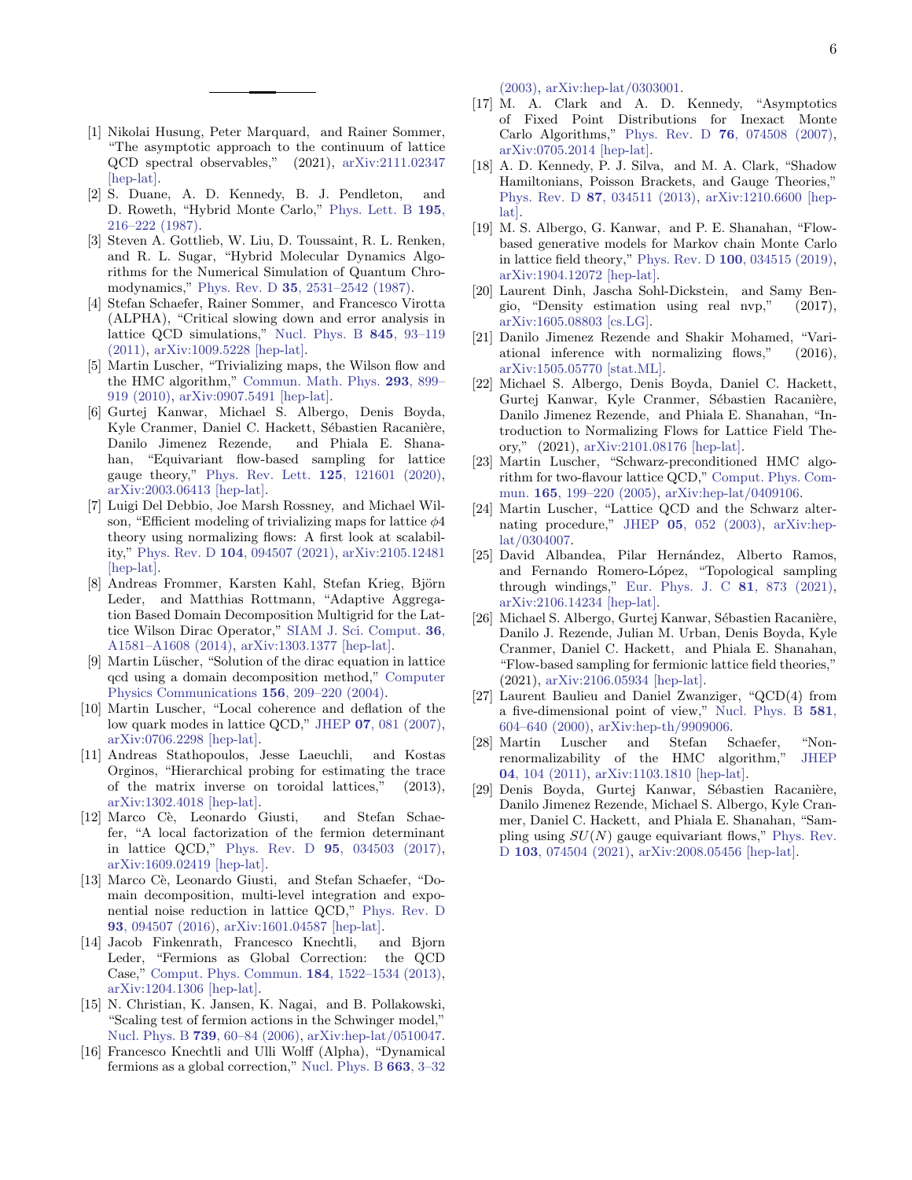[1] Nikolai Husung, Peter Marquard, and Rainer Sommer, "The asymptotic approach to the continuum of lattice QCD spectral observables," (2021), arXiv:2111.02347 [hep-lat].

[2] S. Duane, A. D. Kennedy, B. J. Pendleton, and D. Roweth, "Hybrid Monte Carlo," Phys. Lett. B **195**, 216–222 (1987).

[3] Steven A. Gottlieb, W. Liu, D. Toussaint, R. L. Renken, and R. L. Sugar, "Hybrid Molecular Dynamics Algorithms for the Numerical Simulation of Quantum Chromodynamics," Phys. Rev. D **35**, 2531–2542 (1987).

[4] Stefan Schaefer, Rainer Sommer, and Francesco Virotta (ALPHA), "Critical slowing down and error analysis in lattice QCD simulations," Nucl. Phys. B **845**, 93–119 (2011), arXiv:1009.5228 [hep-lat].

[5] Martin Luscher, "Trivializing maps, the Wilson flow and the HMC algorithm," Commun. Math. Phys. **293**, 899–919 (2010), arXiv:0907.5491 [hep-lat].

[6] Gurtej Kanwar, Michael S. Albergo, Denis Boyda, Kyle Cranmer, Daniel C. Hackett, Sébastien Racanière, Danilo Jimenez Rezende, and Phiala E. Shanahan, "Equivariant flow-based sampling for lattice gauge theory," Phys. Rev. Lett. **125**, 121601 (2020), arXiv:2003.06413 [hep-lat].

[7] Luigi Del Debbio, Joe Marsh Rossney, and Michael Wilson, "Efficient modeling of trivializing maps for lattice $\phi 4$ theory using normalizing flows: A first look at scalability," Phys. Rev. D **104**, 094507 (2021), arXiv:2105.12481 [hep-lat].

[8] Andreas Frommer, Karsten Kahl, Stefan Krieg, Björn Leder, and Matthias Rottmann, "Adaptive Aggregation Based Domain Decomposition Multigrid for the Lattice Wilson Dirac Operator," SIAM J. Sci. Comput. **36**, A1581–A1608 (2014), arXiv:1303.1377 [hep-lat].

[9] Martin Lüscher, "Solution of the dirac equation in lattice qcd using a domain decomposition method," Computer Physics Communications **156**, 209–220 (2004).

[10] Martin Luscher, "Local coherence and deflation of the low quark modes in lattice QCD," JHEP **07**, 081 (2007), arXiv:0706.2298 [hep-lat].

[11] Andreas Stathopoulos, Jesse Laeuchli, and Kostas Orginos, "Hierarchical probing for estimating the trace of the matrix inverse on toroidal lattices," (2013), arXiv:1302.4018 [hep-lat].

[12] Marco Cè, Leonardo Giusti, and Stefan Schaefer, "A local factorization of the fermion determinant in lattice QCD," Phys. Rev. D **95**, 034503 (2017), arXiv:1609.02419 [hep-lat].

[13] Marco Cè, Leonardo Giusti, and Stefan Schaefer, "Domain decomposition, multi-level integration and exponential noise reduction in lattice QCD," Phys. Rev. D **93**, 094507 (2016), arXiv:1601.04587 [hep-lat].

[14] Jacob Finkenrath, Francesco Knechtli, and Bjorn Leder, "Fermions as Global Correction: the QCD Case," Comput. Phys. Commun. **184**, 1522–1534 (2013), arXiv:1204.1306 [hep-lat].

[15] N. Christian, K. Jansen, K. Nagai, and B. Pollakowski, "Scaling test of fermion actions in the Schwinger model," Nucl. Phys. B **739**, 60–84 (2006), arXiv:hep-lat/0510047.

[16] Francesco Knechtli and Ulli Wolff (Alpha), "Dynamical fermions as a global correction," Nucl. Phys. B **663**, 3–32 (2003), arXiv:hep-lat/0303001.

[17] M. A. Clark and A. D. Kennedy, "Asymptotics of Fixed Point Distributions for Inexact Monte Carlo Algorithms," Phys. Rev. D **76**, 074508 (2007), arXiv:0705.2014 [hep-lat].

[18] A. D. Kennedy, P. J. Silva, and M. A. Clark, "Shadow Hamiltonians, Poisson Brackets, and Gauge Theories," Phys. Rev. D **87**, 034511 (2013), arXiv:1210.6600 [hep-lat].

[19] M. S. Albergo, G. Kanwar, and P. E. Shanahan, "Flow-based generative models for Markov chain Monte Carlo in lattice field theory," Phys. Rev. D **100**, 034515 (2019), arXiv:1904.12072 [hep-lat].

[20] Laurent Dinh, Jascha Sohl-Dickstein, and Samy Bengio, "Density estimation using real nvp," (2017), arXiv:1605.08803 [cs.LG].

[21] Danilo Jimenez Rezende and Shakir Mohamed, "Variational inference with normalizing flows," (2016), arXiv:1505.05770 [stat.ML].

[22] Michael S. Albergo, Denis Boyda, Daniel C. Hackett, Gurtej Kanwar, Kyle Cranmer, Sébastien Racanière, Danilo Jimenez Rezende, and Phiala E. Shanahan, "Introduction to Normalizing Flows for Lattice Field Theory," (2021), arXiv:2101.08176 [hep-lat].

[23] Martin Luscher, "Schwarz-preconditioned HMC algorithm for two-flavour lattice QCD," Comput. Phys. Commun. **165**, 199–220 (2005), arXiv:hep-lat/0409106.

[24] Martin Luscher, "Lattice QCD and the Schwarz alternating procedure," JHEP **05**, 052 (2003), arXiv:hep-lat/0304007.

[25] David Albandea, Pilar Hernández, Alberto Ramos, and Fernando Romero-López, "Topological sampling through windings," Eur. Phys. J. C **81**, 873 (2021), arXiv:2106.14234 [hep-lat].

[26] Michael S. Albergo, Gurtej Kanwar, Sébastien Racanière, Danilo J. Rezende, Julian M. Urban, Denis Boyda, Kyle Cranmer, Daniel C. Hackett, and Phiala E. Shanahan, "Flow-based sampling for fermionic lattice field theories," (2021), arXiv:2106.05934 [hep-lat].

[27] Laurent Baulieu and Daniel Zwanziger, "QCD(4) from a five-dimensional point of view," Nucl. Phys. B **581**, 604–640 (2000), arXiv:hep-th/9909006.

[28] Martin Luscher and Stefan Schaefer, "Non-renormalizability of the HMC algorithm," JHEP **04**, 104 (2011), arXiv:1103.1810 [hep-lat].

[29] Denis Boyda, Gurtej Kanwar, Sébastien Racanière, Danilo Jimenez Rezende, Michael S. Albergo, Kyle Cranmer, Daniel C. Hackett, and Phiala E. Shanahan, "Sampling using $SU(N)$ gauge equivariant flows," Phys. Rev. D **103**, 074504 (2021), arXiv:2008.05456 [hep-lat].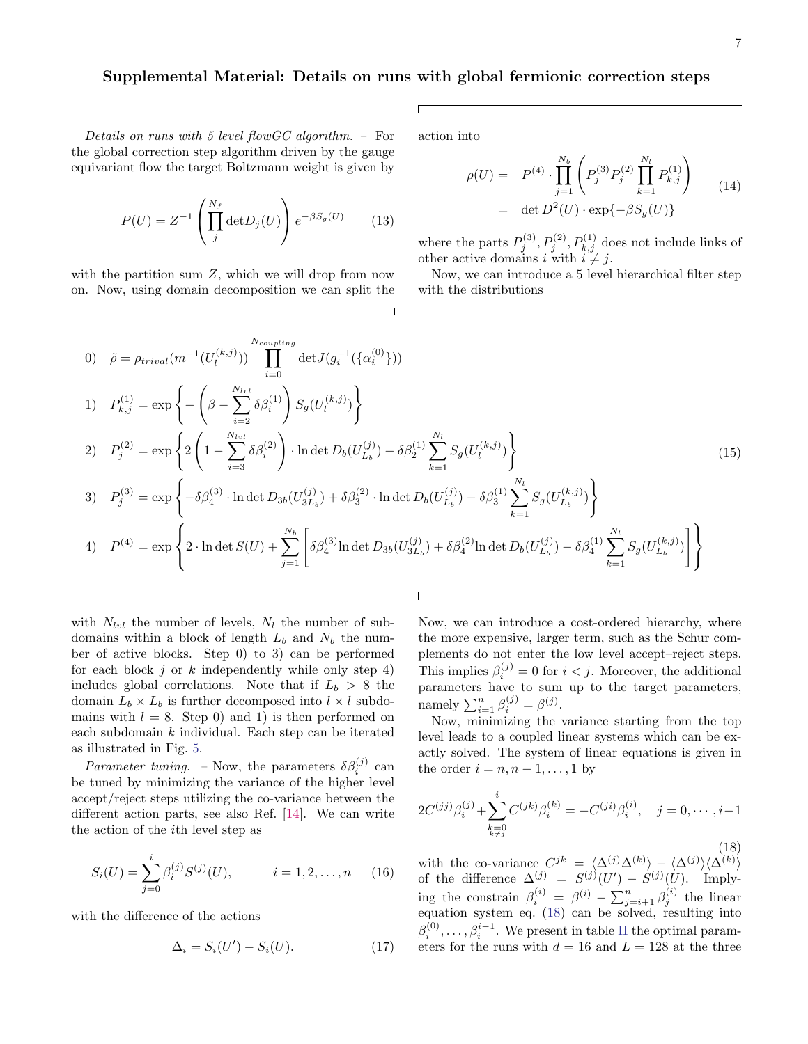## Supplemental Material: Details on runs with global fermionic correction steps

*Details on runs with 5 level flowGC algorithm.* – For the global correction step algorithm driven by the gauge equivariant flow the target Boltzmann weight is given by

$$P(U) = Z^{-1} \left( \prod_{j}^{N_f} \det D_j(U) \right) e^{-\beta S_g(U)} \tag{13}$$

with the partition sum $Z$, which we will drop from now on. Now, using domain decomposition we can split the action into

$$\begin{aligned} \rho(U) = &\quad P^{(4)} \cdot \prod_{j=1}^{N_b} \left( P_j^{(3)} P_j^{(2)} \prod_{k=1}^{N_l} P_{k,j}^{(1)} \right) \\ = &\quad \det D^2(U) \cdot \exp\{-\beta S_g(U)\} \end{aligned} \tag{14}$$

where the parts $P_j^{(3)}, P_j^{(2)}, P_{k,j}^{(1)}$ does not include links of other active domains $i$ with $i \neq j$.

Now, we can introduce a 5 level hierarchical filter step with the distributions

$$\begin{aligned}
&0) \quad \tilde{\rho} = \rho_{trival}(m^{-1}(U_l^{(k,j)})) \prod_{i=0}^{N_{coupling}} \det J(g_i^{-1}(\{\alpha_i^{(0)}\})) \\
&1) \quad P_{k,j}^{(1)} = \exp\left\{ - \left( \beta - \sum_{i=2}^{N_{lvl}} \delta\beta_i^{(1)} \right) S_g(U_l^{(k,j)}) \right\} \\
&2) \quad P_j^{(2)} = \exp\left\{ 2 \left( 1 - \sum_{i=3}^{N_{lvl}} \delta\beta_i^{(2)} \right) \cdot \ln\det D_b(U_{L_b}^{(j)}) - \delta\beta_2^{(1)} \sum_{k=1}^{N_l} S_g(U_l^{(k,j)}) \right\} \\
&3) \quad P_j^{(3)} = \exp\left\{ -\delta\beta_4^{(3)} \cdot \ln\det D_{3b}(U_{3L_b}^{(j)}) + \delta\beta_3^{(2)} \cdot \ln\det D_b(U_{L_b}^{(j)}) - \delta\beta_3^{(1)} \sum_{k=1}^{N_l} S_g(U_{L_b}^{(k,j)}) \right\} \\
&4) \quad P^{(4)} = \exp\left\{ 2 \cdot \ln\det S(U) + \sum_{j=1}^{N_b} \left[ \delta\beta_4^{(3)} \ln\det D_{3b}(U_{3L_b}^{(j)}) + \delta\beta_4^{(2)} \ln\det D_b(U_{L_b}^{(j)}) - \delta\beta_4^{(1)} \sum_{k=1}^{N_l} S_g(U_{L_b}^{(k,j)}) \right] \right\}
\end{aligned} \tag{15}$$

with $N_{lvl}$ the number of levels, $N_l$ the number of subdomains within a block of length $L_b$ and $N_b$ the number of active blocks. Step 0) to 3) can be performed for each block $j$ or $k$ independently while only step 4) includes global correlations. Note that if $L_b > 8$ the domain $L_b \times L_b$ is further decomposed into $l \times l$ subdomains with $l = 8$. Step 0) and 1) is then performed on each subdomain $k$ individual. Each step can be iterated as illustrated in Fig. 5.

*Parameter tuning.* – Now, the parameters $\delta\beta_i^{(j)}$ can be tuned by minimizing the variance of the higher level accept/reject steps utilizing the co-variance between the different action parts, see also Ref. [14]. We can write the action of the $i$th level step as

$$S_i(U) = \sum_{j=0}^{i} \beta_i^{(j)} S^{(j)}(U), \qquad i = 1, 2, \ldots, n \tag{16}$$

with the difference of the actions

$$\Delta_i = S_i(U') - S_i(U). \tag{17}$$

Now, we can introduce a cost-ordered hierarchy, where the more expensive, larger term, such as the Schur complements do not enter the low level accept–reject steps. This implies $\beta_i^{(j)} = 0$ for $i < j$. Moreover, the additional parameters have to sum up to the target parameters, namely $\sum_{i=1}^{n} \beta_i^{(j)} = \beta^{(j)}$.

Now, minimizing the variance starting from the top level leads to a coupled linear systems which can be exactly solved. The system of linear equations is given in the order $i = n, n-1, \ldots, 1$ by

$$2C^{(jj)}\beta_i^{(j)} + \sum_{\substack{k=0 \\ k \neq j}}^{i} C^{(jk)}\beta_i^{(k)} = -C^{(ji)}\beta_i^{(i)}, \quad j = 0, \cdots, i-1 \tag{18}$$

with the co-variance $C^{jk} = \langle \Delta^{(j)} \Delta^{(k)} \rangle - \langle \Delta^{(j)} \rangle \langle \Delta^{(k)} \rangle$ of the difference $\Delta^{(j)} = S^{(j)}(U') - S^{(j)}(U)$. Implying the constrain $\beta_i^{(i)} = \beta^{(i)} - \sum_{j=i+1}^{n} \beta_j^{(i)}$ the linear equation system eq. (18) can be solved, resulting into $\beta_i^{(0)}, \ldots, \beta_i^{i-1}$. We present in table II the optimal parameters for the runs with $d = 16$ and $L = 128$ at the three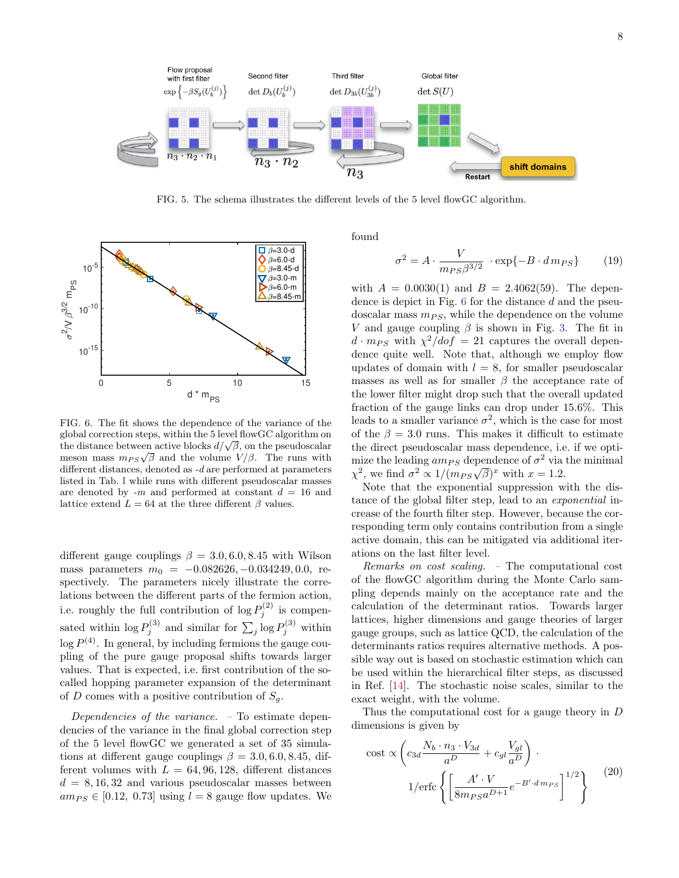FIG. 5. The schema illustrates the different levels of the 5 level flowGC algorithm.

FIG. 6. The fit shows the dependence of the variance of the global correction steps, within the 5 level flowGC algorithm on the distance between active blocks $d/\sqrt{\beta}$, on the pseudoscalar meson mass $m_{PS}\sqrt{\beta}$ and the volume $V/\beta$. The runs with different distances, denoted as -*d* are performed at parameters listed in Tab. I while runs with different pseudoscalar masses are denoted by -*m* and performed at constant $d = 16$ and lattice extend $L = 64$ at the three different $\beta$ values.

different gauge couplings $\beta = 3.0, 6.0, 8.45$ with Wilson mass parameters $m_0 = -0.082626, -0.034249, 0.0$, respectively. The parameters nicely illustrate the correlations between the different parts of the fermion action, i.e. roughly the full contribution of $\log P_j^{(2)}$ is compensated within $\log P_j^{(3)}$ and similar for $\sum_j \log P_j^{(3)}$ within $\log P^{(4)}$. In general, by including fermions the gauge coupling of the pure gauge proposal shifts towards larger values. That is expected, i.e. first contribution of the so-called hopping parameter expansion of the determinant of $D$ comes with a positive contribution of $S_g$.

*Dependencies of the variance.* – To estimate dependencies of the variance in the final global correction step of the 5 level flowGC we generated a set of 35 simulations at different gauge couplings $\beta = 3.0, 6.0, 8.45$, different volumes with $L = 64, 96, 128$, different distances $d = 8, 16, 32$ and various pseudoscalar masses between $am_{PS} \in [0.12,\ 0.73]$ using $l = 8$ gauge flow updates. We found

$$\sigma^2 = A \cdot \frac{V}{m_{PS}\beta^{3/2}} \cdot \exp\{-B \cdot d\, m_{PS}\} \tag{19}$$

with $A = 0.0030(1)$ and $B = 2.4062(59)$. The dependence is depict in Fig. 6 for the distance $d$ and the pseudoscalar mass $m_{PS}$, while the dependence on the volume $V$ and gauge coupling $\beta$ is shown in Fig. 3. The fit in $d \cdot m_{PS}$ with $\chi^2/dof = 21$ captures the overall dependence quite well. Note that, although we employ flow updates of domain with $l = 8$, for smaller pseudoscalar masses as well as for smaller $\beta$ the acceptance rate of the lower filter might drop such that the overall updated fraction of the gauge links can drop under 15.6%. This leads to a smaller variance $\sigma^2$, which is the case for most of the $\beta = 3.0$ runs. This makes it difficult to estimate the direct pseudoscalar mass dependence, i.e. if we optimize the leading $am_{PS}$ dependence of $\sigma^2$ via the minimal $\chi^2$, we find $\sigma^2 \propto 1/(m_{PS}\sqrt{\beta})^x$ with $x = 1.2$.

Note that the exponential suppression with the distance of the global filter step, lead to an *exponential* increase of the fourth filter step. However, because the corresponding term only contains contribution from a single active domain, this can be mitigated via additional iterations on the last filter level.

*Remarks on cost scaling.* – The computational cost of the flowGC algorithm during the Monte Carlo sampling depends mainly on the acceptance rate and the calculation of the determinant ratios. Towards larger lattices, higher dimensions and gauge theories of larger gauge groups, such as lattice QCD, the calculation of the determinants ratios requires alternative methods. A possible way out is based on stochastic estimation which can be used within the hierarchical filter steps, as discussed in Ref. [14]. The stochastic noise scales, similar to the exact weight, with the volume.

Thus the computational cost for a gauge theory in $D$ dimensions is given by

$$\text{cost} \propto \left( c_{3d}\frac{N_b \cdot n_3 \cdot V_{3d}}{a^D} + c_{gl}\frac{V_{gl}}{a^D} \right) \cdot 1/\text{erfc}\left\{ \left[ \frac{A' \cdot V}{8 m_{PS} a^{D+1}} e^{-B' \cdot d\, m_{PS}} \right]^{1/2} \right\} \tag{20}$$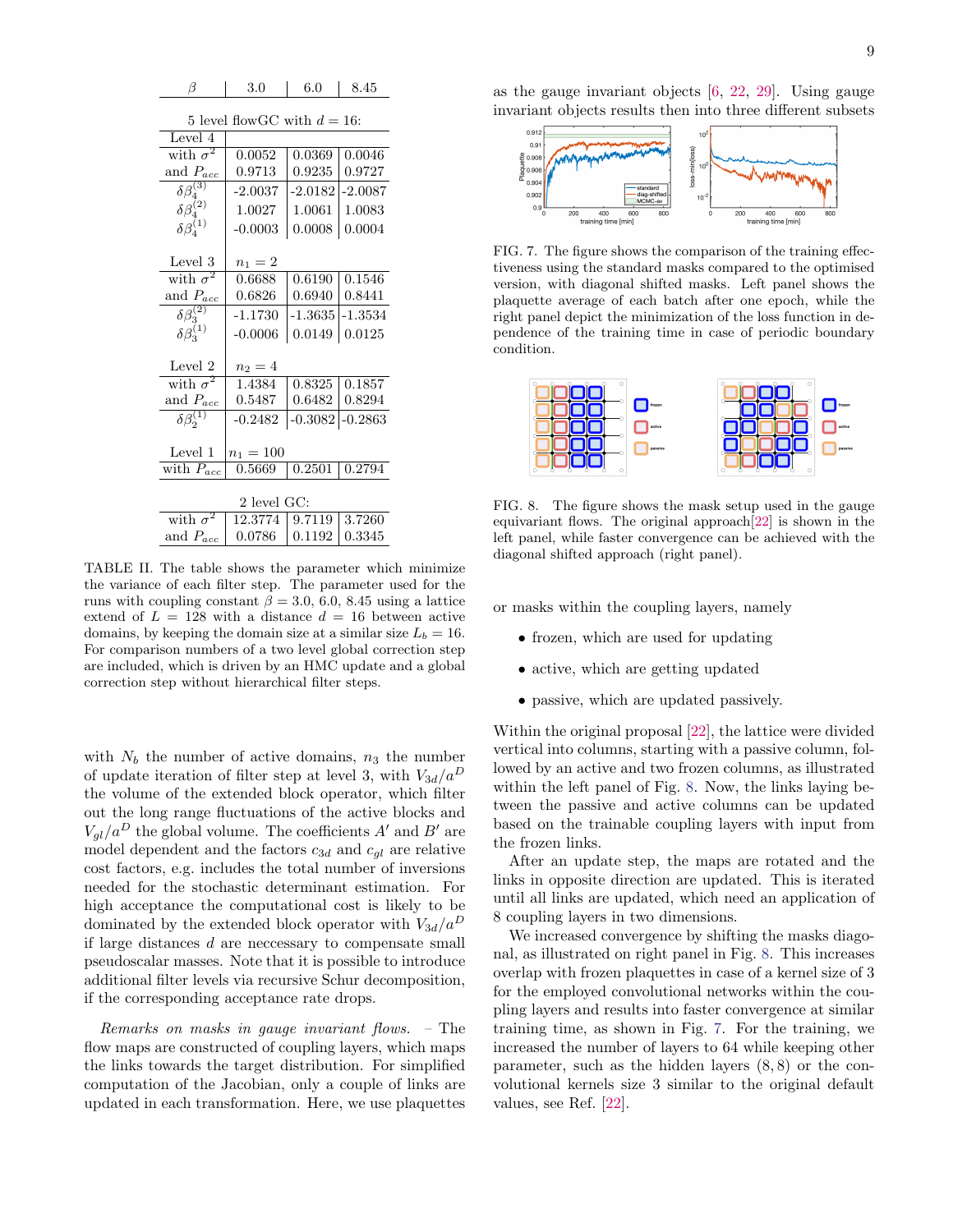| $\beta$ | 3.0 | 6.0 | 8.45 |
|---|---|---|---|
| 5 level flowGC with $d = 16$: | | | |
| Level 4 | | | |
| with $\sigma^2$ | 0.0052 | 0.0369 | 0.0046 |
| and $P_{acc}$ | 0.9713 | 0.9235 | 0.9727 |
| $\delta\beta_4^{(3)}$ | -2.0037 | -2.0182 | -2.0087 |
| $\delta\beta_4^{(2)}$ | 1.0027 | 1.0061 | 1.0083 |
| $\delta\beta_4^{(1)}$ | -0.0003 | 0.0008 | 0.0004 |
| Level 3 | $n_1 = 2$ | | |
| with $\sigma^2$ | 0.6688 | 0.6190 | 0.1546 |
| and $P_{acc}$ | 0.6826 | 0.6940 | 0.8441 |
| $\delta\beta_3^{(2)}$ | -1.1730 | -1.3635 | -1.3534 |
| $\delta\beta_3^{(1)}$ | -0.0006 | 0.0149 | 0.0125 |
| Level 2 | $n_2 = 4$ | | |
| with $\sigma^2$ | 1.4384 | 0.8325 | 0.1857 |
| and $P_{acc}$ | 0.5487 | 0.6482 | 0.8294 |
| $\delta\beta_2^{(1)}$ | -0.2482 | -0.3082 | -0.2863 |
| Level 1 | $n_1 = 100$ | | |
| with $P_{acc}$ | 0.5669 | 0.2501 | 0.2794 |
| 2 level GC: | | | |
| with $\sigma^2$ | 12.3774 | 9.7119 | 3.7260 |
| and $P_{acc}$ | 0.0786 | 0.1192 | 0.3345 |

TABLE II. The table shows the parameter which minimize the variance of each filter step. The parameter used for the runs with coupling constant $\beta = 3.0, 6.0, 8.45$ using a lattice extend of $L = 128$ with a distance $d = 16$ between active domains, by keeping the domain size at a similar size $L_b = 16$. For comparison numbers of a two level global correction step are included, which is driven by an HMC update and a global correction step without hierarchical filter steps.

with $N_b$ the number of active domains, $n_3$ the number of update iteration of filter step at level 3, with $V_{3d}/a^D$ the volume of the extended block operator, which filter out the long range fluctuations of the active blocks and $V_{gl}/a^D$ the global volume. The coefficients $A'$ and $B'$ are model dependent and the factors $c_{3d}$ and $c_{gl}$ are relative cost factors, e.g. includes the total number of inversions needed for the stochastic determinant estimation. For high acceptance the computational cost is likely to be dominated by the extended block operator with $V_{3d}/a^D$ if large distances $d$ are neccessary to compensate small pseudoscalar masses. Note that it is possible to introduce additional filter levels via recursive Schur decomposition, if the corresponding acceptance rate drops.

*Remarks on masks in gauge invariant flows.* – The flow maps are constructed of coupling layers, which maps the links towards the target distribution. For simplified computation of the Jacobian, only a couple of links are updated in each transformation. Here, we use plaquettes as the gauge invariant objects [6, 22, 29]. Using gauge invariant objects results then into three different subsets

0.912
0.91
0.908
0.906
0.904
0.902
0.9
Plaquette
standard
diag-shifted
MCMC-av
training time [min]
0 200 400 600 800
loss-min(loss)
$10^2$
$10^0$
$10^{-2}$
training time [min]
0 200 400 600 800

FIG. 7. The figure shows the comparison of the training effectiveness using the standard masks compared to the optimised version, with diagonal shifted masks. Left panel shows the plaquette average of each batch after one epoch, while the right panel depict the minimization of the loss function in dependence of the training time in case of periodic boundary condition.

frozen
active
passive

frozen
active
passive

FIG. 8. The figure shows the mask setup used in the gauge equivariant flows. The original approach[22] is shown in the left panel, while faster convergence can be achieved with the diagonal shifted approach (right panel).

or masks within the coupling layers, namely

- frozen, which are used for updating
- active, which are getting updated
- passive, which are updated passively.

Within the original proposal [22], the lattice were divided vertical into columns, starting with a passive column, followed by an active and two frozen columns, as illustrated within the left panel of Fig. 8. Now, the links laying between the passive and active columns can be updated based on the trainable coupling layers with input from the frozen links.

After an update step, the maps are rotated and the links in opposite direction are updated. This is iterated until all links are updated, which need an application of 8 coupling layers in two dimensions.

We increased convergence by shifting the masks diagonal, as illustrated on right panel in Fig. 8. This increases overlap with frozen plaquettes in case of a kernel size of 3 for the employed convolutional networks within the coupling layers and results into faster convergence at similar training time, as shown in Fig. 7. For the training, we increased the number of layers to 64 while keeping other parameter, such as the hidden layers $(8, 8)$ or the convolutional kernels size 3 similar to the original default values, see Ref. [22].